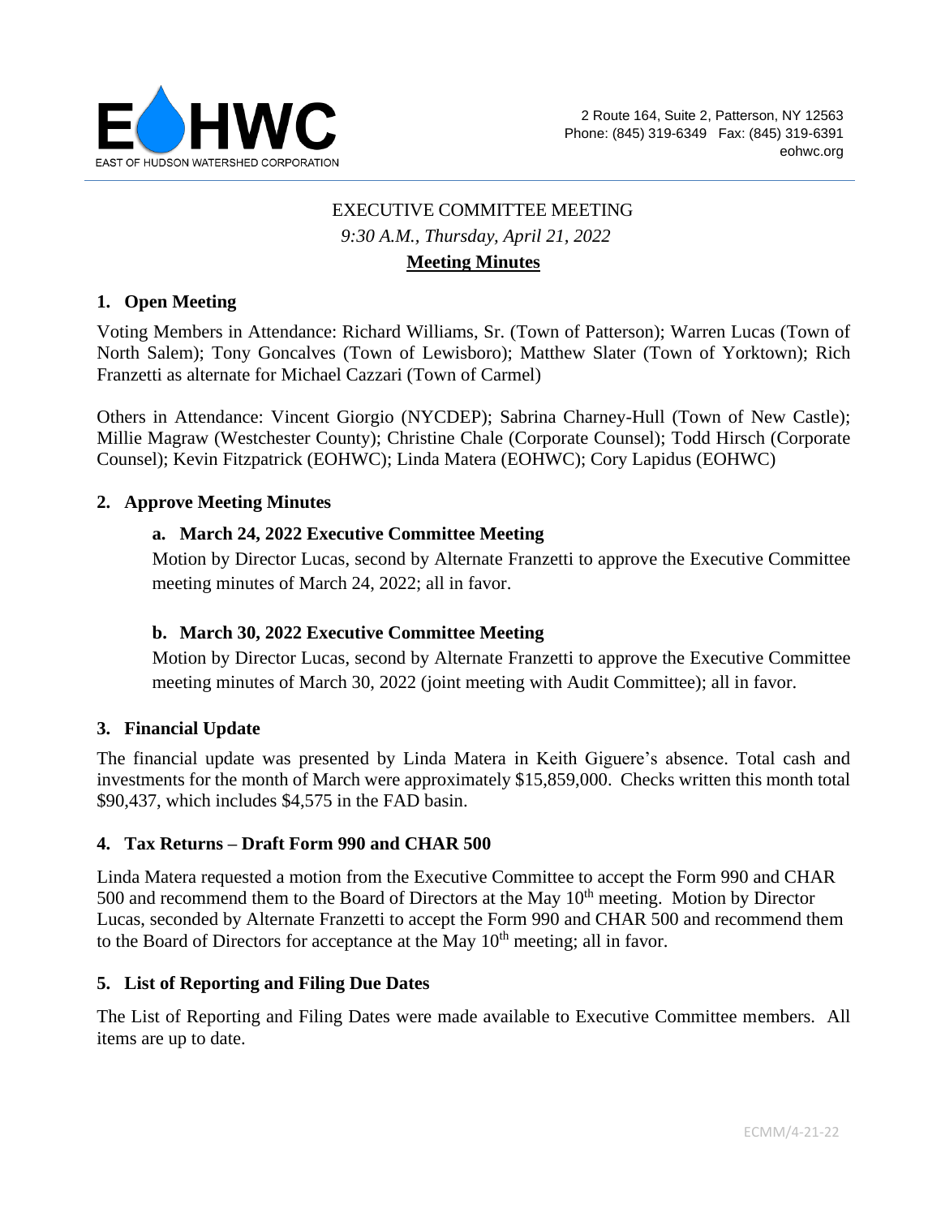EAST OF HUDSON WATERSHED CORPORATION

2 Route 164, Suite 2, Patterson, NY 12563
Phone: (845) 319-6349 Fax: (845) 319-6391
eohwc.org

EXECUTIVE COMMITTEE MEETING

*9:30 A.M., Thursday, April 21, 2022*

**Meeting Minutes**

## 1. Open Meeting

Voting Members in Attendance: Richard Williams, Sr. (Town of Patterson); Warren Lucas (Town of North Salem); Tony Goncalves (Town of Lewisboro); Matthew Slater (Town of Yorktown); Rich Franzetti as alternate for Michael Cazzari (Town of Carmel)

Others in Attendance: Vincent Giorgio (NYCDEP); Sabrina Charney-Hull (Town of New Castle); Millie Magraw (Westchester County); Christine Chale (Corporate Counsel); Todd Hirsch (Corporate Counsel); Kevin Fitzpatrick (EOHWC); Linda Matera (EOHWC); Cory Lapidus (EOHWC)

## 2. Approve Meeting Minutes

### a. March 24, 2022 Executive Committee Meeting

Motion by Director Lucas, second by Alternate Franzetti to approve the Executive Committee meeting minutes of March 24, 2022; all in favor.

### b. March 30, 2022 Executive Committee Meeting

Motion by Director Lucas, second by Alternate Franzetti to approve the Executive Committee meeting minutes of March 30, 2022 (joint meeting with Audit Committee); all in favor.

## 3. Financial Update

The financial update was presented by Linda Matera in Keith Giguere's absence. Total cash and investments for the month of March were approximately $15,859,000. Checks written this month total $90,437, which includes $4,575 in the FAD basin.

## 4. Tax Returns – Draft Form 990 and CHAR 500

Linda Matera requested a motion from the Executive Committee to accept the Form 990 and CHAR 500 and recommend them to the Board of Directors at the May 10th meeting. Motion by Director Lucas, seconded by Alternate Franzetti to accept the Form 990 and CHAR 500 and recommend them to the Board of Directors for acceptance at the May 10th meeting; all in favor.

## 5. List of Reporting and Filing Due Dates

The List of Reporting and Filing Dates were made available to Executive Committee members. All items are up to date.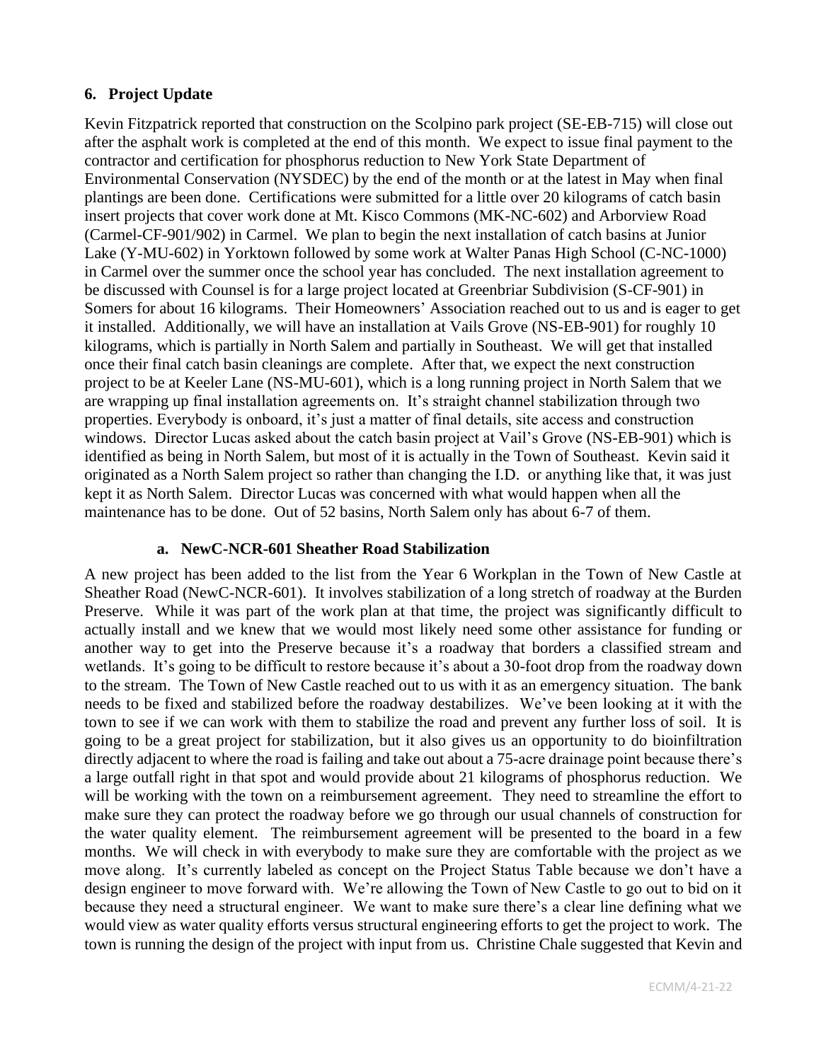## 6. Project Update

Kevin Fitzpatrick reported that construction on the Scolpino park project (SE-EB-715) will close out after the asphalt work is completed at the end of this month. We expect to issue final payment to the contractor and certification for phosphorus reduction to New York State Department of Environmental Conservation (NYSDEC) by the end of the month or at the latest in May when final plantings are been done. Certifications were submitted for a little over 20 kilograms of catch basin insert projects that cover work done at Mt. Kisco Commons (MK-NC-602) and Arborview Road (Carmel-CF-901/902) in Carmel. We plan to begin the next installation of catch basins at Junior Lake (Y-MU-602) in Yorktown followed by some work at Walter Panas High School (C-NC-1000) in Carmel over the summer once the school year has concluded. The next installation agreement to be discussed with Counsel is for a large project located at Greenbriar Subdivision (S-CF-901) in Somers for about 16 kilograms. Their Homeowners' Association reached out to us and is eager to get it installed. Additionally, we will have an installation at Vails Grove (NS-EB-901) for roughly 10 kilograms, which is partially in North Salem and partially in Southeast. We will get that installed once their final catch basin cleanings are complete. After that, we expect the next construction project to be at Keeler Lane (NS-MU-601), which is a long running project in North Salem that we are wrapping up final installation agreements on. It's straight channel stabilization through two properties. Everybody is onboard, it's just a matter of final details, site access and construction windows. Director Lucas asked about the catch basin project at Vail's Grove (NS-EB-901) which is identified as being in North Salem, but most of it is actually in the Town of Southeast. Kevin said it originated as a North Salem project so rather than changing the I.D. or anything like that, it was just kept it as North Salem. Director Lucas was concerned with what would happen when all the maintenance has to be done. Out of 52 basins, North Salem only has about 6-7 of them.

### a. NewC-NCR-601 Sheather Road Stabilization

A new project has been added to the list from the Year 6 Workplan in the Town of New Castle at Sheather Road (NewC-NCR-601). It involves stabilization of a long stretch of roadway at the Burden Preserve. While it was part of the work plan at that time, the project was significantly difficult to actually install and we knew that we would most likely need some other assistance for funding or another way to get into the Preserve because it's a roadway that borders a classified stream and wetlands. It's going to be difficult to restore because it's about a 30-foot drop from the roadway down to the stream. The Town of New Castle reached out to us with it as an emergency situation. The bank needs to be fixed and stabilized before the roadway destabilizes. We've been looking at it with the town to see if we can work with them to stabilize the road and prevent any further loss of soil. It is going to be a great project for stabilization, but it also gives us an opportunity to do bioinfiltration directly adjacent to where the road is failing and take out about a 75-acre drainage point because there's a large outfall right in that spot and would provide about 21 kilograms of phosphorus reduction. We will be working with the town on a reimbursement agreement. They need to streamline the effort to make sure they can protect the roadway before we go through our usual channels of construction for the water quality element. The reimbursement agreement will be presented to the board in a few months. We will check in with everybody to make sure they are comfortable with the project as we move along. It's currently labeled as concept on the Project Status Table because we don't have a design engineer to move forward with. We're allowing the Town of New Castle to go out to bid on it because they need a structural engineer. We want to make sure there's a clear line defining what we would view as water quality efforts versus structural engineering efforts to get the project to work. The town is running the design of the project with input from us. Christine Chale suggested that Kevin and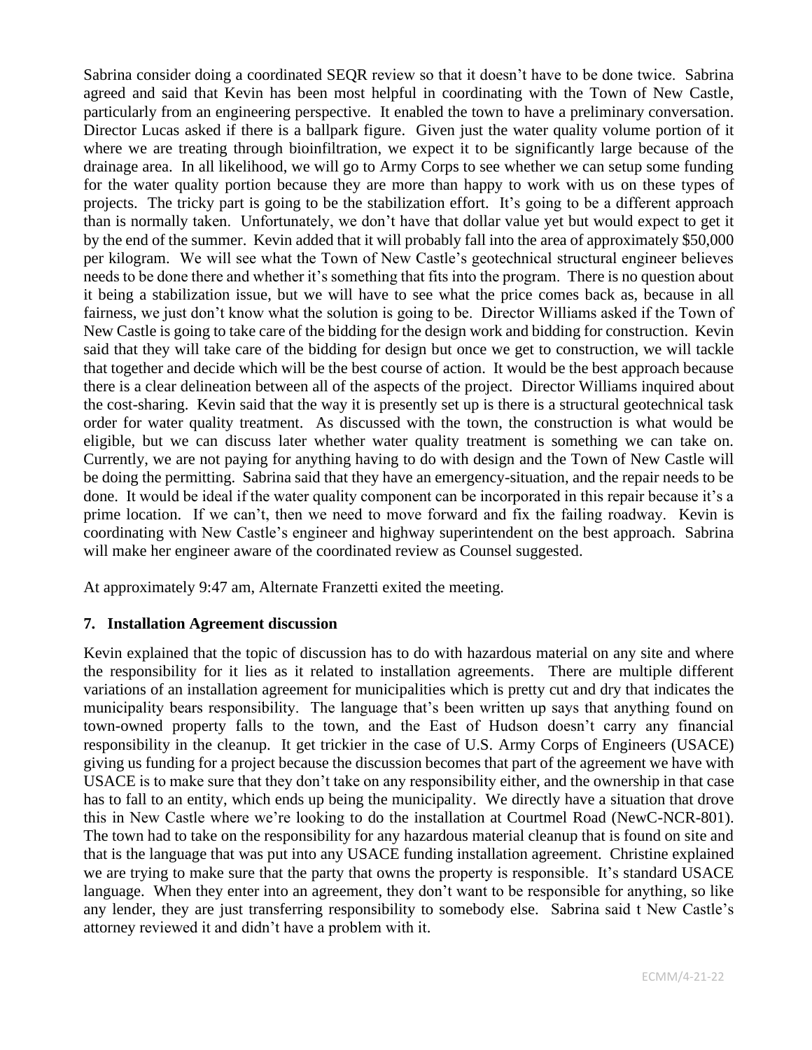Sabrina consider doing a coordinated SEQR review so that it doesn't have to be done twice. Sabrina agreed and said that Kevin has been most helpful in coordinating with the Town of New Castle, particularly from an engineering perspective. It enabled the town to have a preliminary conversation. Director Lucas asked if there is a ballpark figure. Given just the water quality volume portion of it where we are treating through bioinfiltration, we expect it to be significantly large because of the drainage area. In all likelihood, we will go to Army Corps to see whether we can setup some funding for the water quality portion because they are more than happy to work with us on these types of projects. The tricky part is going to be the stabilization effort. It's going to be a different approach than is normally taken. Unfortunately, we don't have that dollar value yet but would expect to get it by the end of the summer. Kevin added that it will probably fall into the area of approximately $50,000 per kilogram. We will see what the Town of New Castle's geotechnical structural engineer believes needs to be done there and whether it's something that fits into the program. There is no question about it being a stabilization issue, but we will have to see what the price comes back as, because in all fairness, we just don't know what the solution is going to be. Director Williams asked if the Town of New Castle is going to take care of the bidding for the design work and bidding for construction. Kevin said that they will take care of the bidding for design but once we get to construction, we will tackle that together and decide which will be the best course of action. It would be the best approach because there is a clear delineation between all of the aspects of the project. Director Williams inquired about the cost-sharing. Kevin said that the way it is presently set up is there is a structural geotechnical task order for water quality treatment. As discussed with the town, the construction is what would be eligible, but we can discuss later whether water quality treatment is something we can take on. Currently, we are not paying for anything having to do with design and the Town of New Castle will be doing the permitting. Sabrina said that they have an emergency-situation, and the repair needs to be done. It would be ideal if the water quality component can be incorporated in this repair because it's a prime location. If we can't, then we need to move forward and fix the failing roadway. Kevin is coordinating with New Castle's engineer and highway superintendent on the best approach. Sabrina will make her engineer aware of the coordinated review as Counsel suggested.

At approximately 9:47 am, Alternate Franzetti exited the meeting.

### 7. Installation Agreement discussion

Kevin explained that the topic of discussion has to do with hazardous material on any site and where the responsibility for it lies as it related to installation agreements. There are multiple different variations of an installation agreement for municipalities which is pretty cut and dry that indicates the municipality bears responsibility. The language that's been written up says that anything found on town-owned property falls to the town, and the East of Hudson doesn't carry any financial responsibility in the cleanup. It get trickier in the case of U.S. Army Corps of Engineers (USACE) giving us funding for a project because the discussion becomes that part of the agreement we have with USACE is to make sure that they don't take on any responsibility either, and the ownership in that case has to fall to an entity, which ends up being the municipality. We directly have a situation that drove this in New Castle where we're looking to do the installation at Courtmel Road (NewC-NCR-801). The town had to take on the responsibility for any hazardous material cleanup that is found on site and that is the language that was put into any USACE funding installation agreement. Christine explained we are trying to make sure that the party that owns the property is responsible. It's standard USACE language. When they enter into an agreement, they don't want to be responsible for anything, so like any lender, they are just transferring responsibility to somebody else. Sabrina said t New Castle's attorney reviewed it and didn't have a problem with it.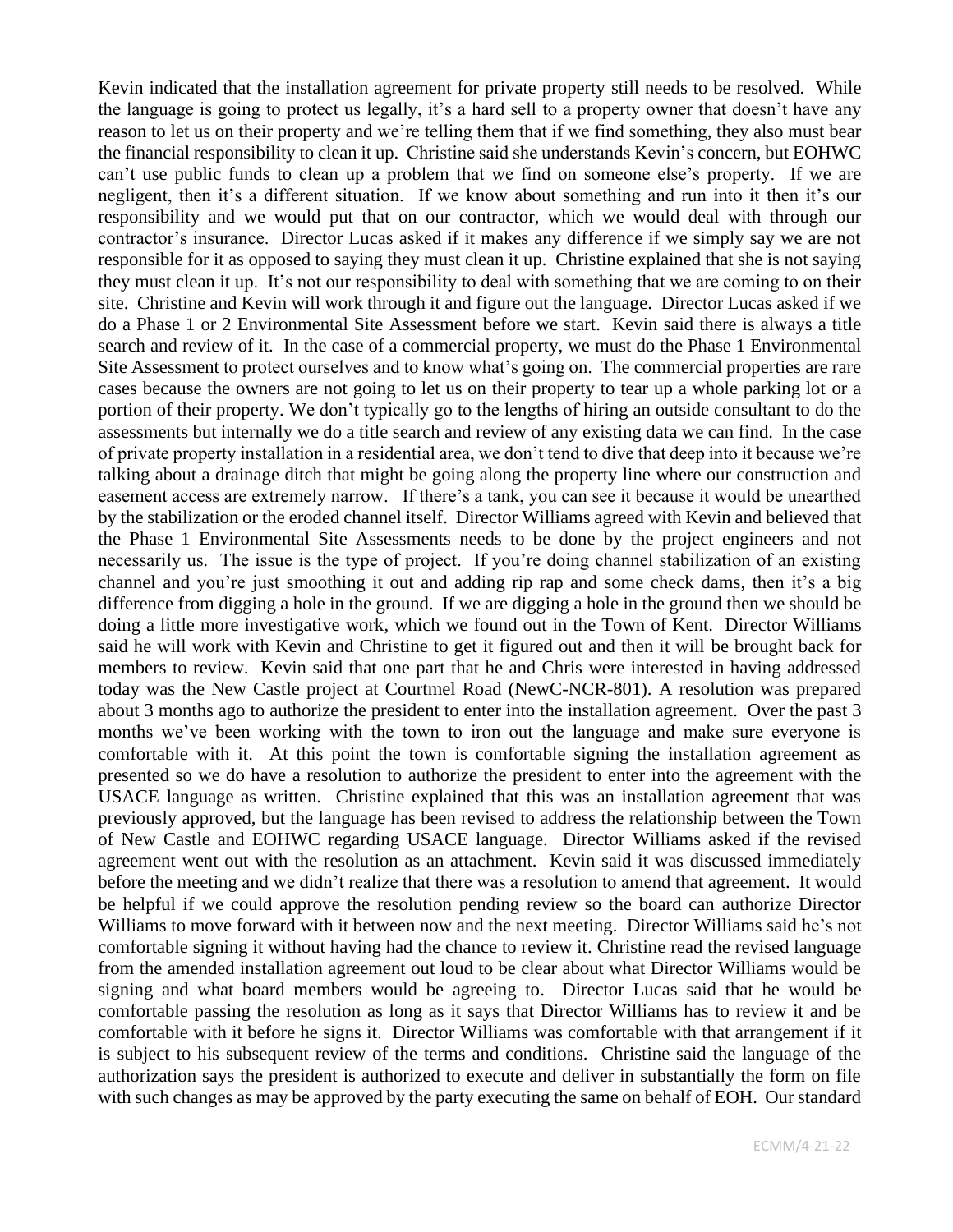Kevin indicated that the installation agreement for private property still needs to be resolved. While the language is going to protect us legally, it's a hard sell to a property owner that doesn't have any reason to let us on their property and we're telling them that if we find something, they also must bear the financial responsibility to clean it up. Christine said she understands Kevin's concern, but EOHWC can't use public funds to clean up a problem that we find on someone else's property. If we are negligent, then it's a different situation. If we know about something and run into it then it's our responsibility and we would put that on our contractor, which we would deal with through our contractor's insurance. Director Lucas asked if it makes any difference if we simply say we are not responsible for it as opposed to saying they must clean it up. Christine explained that she is not saying they must clean it up. It's not our responsibility to deal with something that we are coming to on their site. Christine and Kevin will work through it and figure out the language. Director Lucas asked if we do a Phase 1 or 2 Environmental Site Assessment before we start. Kevin said there is always a title search and review of it. In the case of a commercial property, we must do the Phase 1 Environmental Site Assessment to protect ourselves and to know what's going on. The commercial properties are rare cases because the owners are not going to let us on their property to tear up a whole parking lot or a portion of their property. We don't typically go to the lengths of hiring an outside consultant to do the assessments but internally we do a title search and review of any existing data we can find. In the case of private property installation in a residential area, we don't tend to dive that deep into it because we're talking about a drainage ditch that might be going along the property line where our construction and easement access are extremely narrow. If there's a tank, you can see it because it would be unearthed by the stabilization or the eroded channel itself. Director Williams agreed with Kevin and believed that the Phase 1 Environmental Site Assessments needs to be done by the project engineers and not necessarily us. The issue is the type of project. If you're doing channel stabilization of an existing channel and you're just smoothing it out and adding rip rap and some check dams, then it's a big difference from digging a hole in the ground. If we are digging a hole in the ground then we should be doing a little more investigative work, which we found out in the Town of Kent. Director Williams said he will work with Kevin and Christine to get it figured out and then it will be brought back for members to review. Kevin said that one part that he and Chris were interested in having addressed today was the New Castle project at Courtmel Road (NewC-NCR-801). A resolution was prepared about 3 months ago to authorize the president to enter into the installation agreement. Over the past 3 months we've been working with the town to iron out the language and make sure everyone is comfortable with it. At this point the town is comfortable signing the installation agreement as presented so we do have a resolution to authorize the president to enter into the agreement with the USACE language as written. Christine explained that this was an installation agreement that was previously approved, but the language has been revised to address the relationship between the Town of New Castle and EOHWC regarding USACE language. Director Williams asked if the revised agreement went out with the resolution as an attachment. Kevin said it was discussed immediately before the meeting and we didn't realize that there was a resolution to amend that agreement. It would be helpful if we could approve the resolution pending review so the board can authorize Director Williams to move forward with it between now and the next meeting. Director Williams said he's not comfortable signing it without having had the chance to review it. Christine read the revised language from the amended installation agreement out loud to be clear about what Director Williams would be signing and what board members would be agreeing to. Director Lucas said that he would be comfortable passing the resolution as long as it says that Director Williams has to review it and be comfortable with it before he signs it. Director Williams was comfortable with that arrangement if it is subject to his subsequent review of the terms and conditions. Christine said the language of the authorization says the president is authorized to execute and deliver in substantially the form on file with such changes as may be approved by the party executing the same on behalf of EOH. Our standard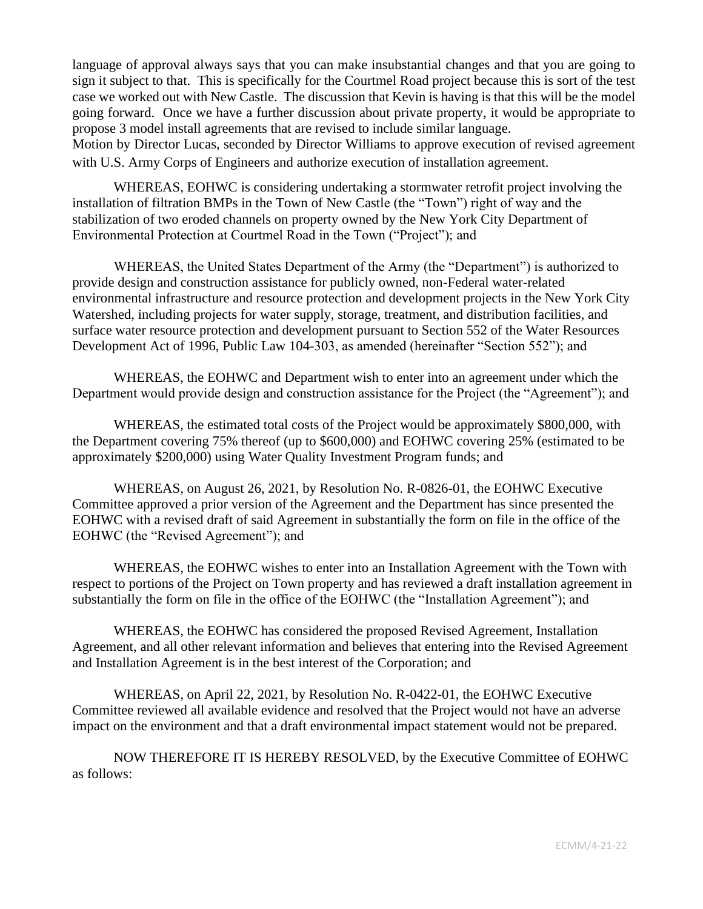language of approval always says that you can make insubstantial changes and that you are going to sign it subject to that. This is specifically for the Courtmel Road project because this is sort of the test case we worked out with New Castle. The discussion that Kevin is having is that this will be the model going forward. Once we have a further discussion about private property, it would be appropriate to propose 3 model install agreements that are revised to include similar language.

Motion by Director Lucas, seconded by Director Williams to approve execution of revised agreement with U.S. Army Corps of Engineers and authorize execution of installation agreement.

WHEREAS, EOHWC is considering undertaking a stormwater retrofit project involving the installation of filtration BMPs in the Town of New Castle (the "Town") right of way and the stabilization of two eroded channels on property owned by the New York City Department of Environmental Protection at Courtmel Road in the Town ("Project"); and

WHEREAS, the United States Department of the Army (the "Department") is authorized to provide design and construction assistance for publicly owned, non-Federal water-related environmental infrastructure and resource protection and development projects in the New York City Watershed, including projects for water supply, storage, treatment, and distribution facilities, and surface water resource protection and development pursuant to Section 552 of the Water Resources Development Act of 1996, Public Law 104-303, as amended (hereinafter "Section 552"); and

WHEREAS, the EOHWC and Department wish to enter into an agreement under which the Department would provide design and construction assistance for the Project (the "Agreement"); and

WHEREAS, the estimated total costs of the Project would be approximately $800,000, with the Department covering 75% thereof (up to $600,000) and EOHWC covering 25% (estimated to be approximately $200,000) using Water Quality Investment Program funds; and

WHEREAS, on August 26, 2021, by Resolution No. R-0826-01, the EOHWC Executive Committee approved a prior version of the Agreement and the Department has since presented the EOHWC with a revised draft of said Agreement in substantially the form on file in the office of the EOHWC (the "Revised Agreement"); and

WHEREAS, the EOHWC wishes to enter into an Installation Agreement with the Town with respect to portions of the Project on Town property and has reviewed a draft installation agreement in substantially the form on file in the office of the EOHWC (the "Installation Agreement"); and

WHEREAS, the EOHWC has considered the proposed Revised Agreement, Installation Agreement, and all other relevant information and believes that entering into the Revised Agreement and Installation Agreement is in the best interest of the Corporation; and

WHEREAS, on April 22, 2021, by Resolution No. R-0422-01, the EOHWC Executive Committee reviewed all available evidence and resolved that the Project would not have an adverse impact on the environment and that a draft environmental impact statement would not be prepared.

NOW THEREFORE IT IS HEREBY RESOLVED, by the Executive Committee of EOHWC as follows: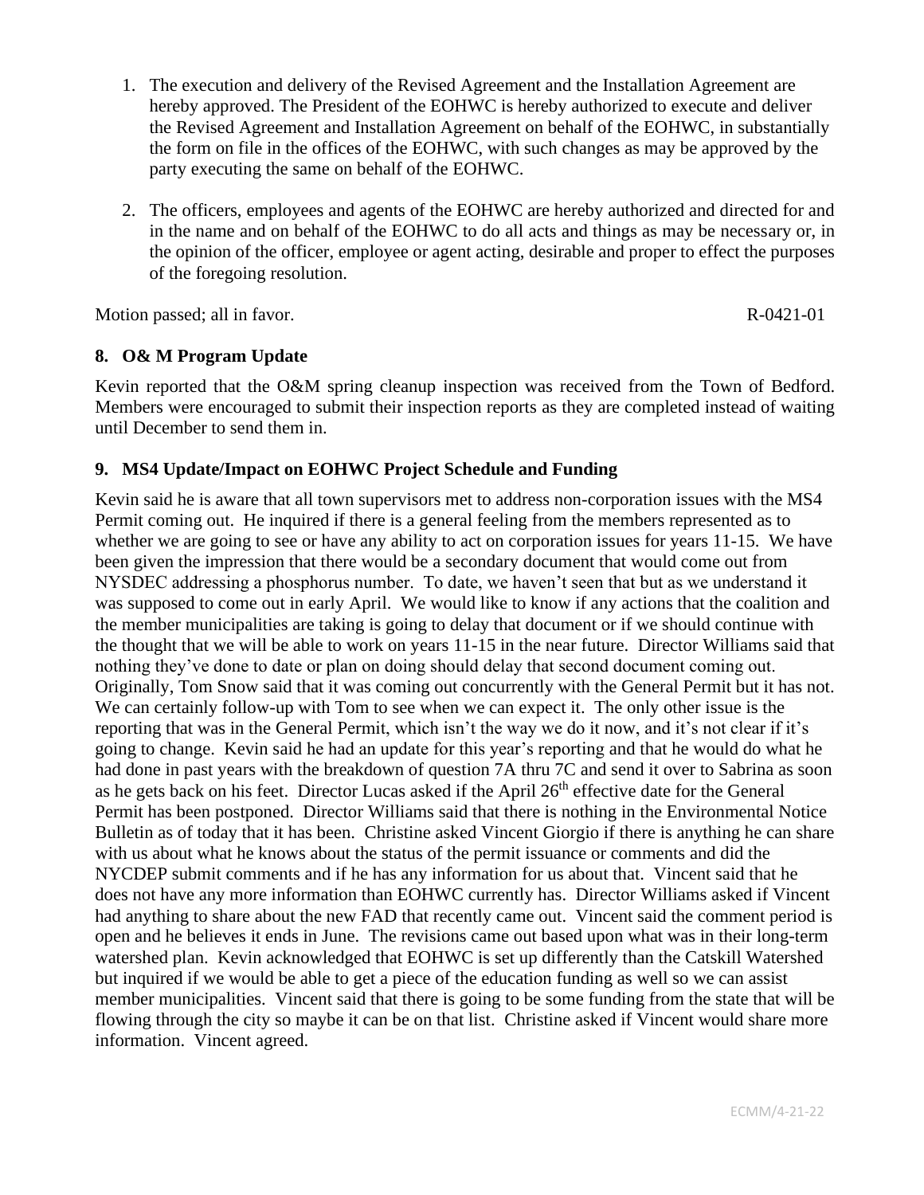1. The execution and delivery of the Revised Agreement and the Installation Agreement are hereby approved. The President of the EOHWC is hereby authorized to execute and deliver the Revised Agreement and Installation Agreement on behalf of the EOHWC, in substantially the form on file in the offices of the EOHWC, with such changes as may be approved by the party executing the same on behalf of the EOHWC.

2. The officers, employees and agents of the EOHWC are hereby authorized and directed for and in the name and on behalf of the EOHWC to do all acts and things as may be necessary or, in the opinion of the officer, employee or agent acting, desirable and proper to effect the purposes of the foregoing resolution.

Motion passed; all in favor. R-0421-01

## 8. O& M Program Update

Kevin reported that the O&M spring cleanup inspection was received from the Town of Bedford. Members were encouraged to submit their inspection reports as they are completed instead of waiting until December to send them in.

## 9. MS4 Update/Impact on EOHWC Project Schedule and Funding

Kevin said he is aware that all town supervisors met to address non-corporation issues with the MS4 Permit coming out. He inquired if there is a general feeling from the members represented as to whether we are going to see or have any ability to act on corporation issues for years 11-15. We have been given the impression that there would be a secondary document that would come out from NYSDEC addressing a phosphorus number. To date, we haven't seen that but as we understand it was supposed to come out in early April. We would like to know if any actions that the coalition and the member municipalities are taking is going to delay that document or if we should continue with the thought that we will be able to work on years 11-15 in the near future. Director Williams said that nothing they've done to date or plan on doing should delay that second document coming out. Originally, Tom Snow said that it was coming out concurrently with the General Permit but it has not. We can certainly follow-up with Tom to see when we can expect it. The only other issue is the reporting that was in the General Permit, which isn't the way we do it now, and it's not clear if it's going to change. Kevin said he had an update for this year's reporting and that he would do what he had done in past years with the breakdown of question 7A thru 7C and send it over to Sabrina as soon as he gets back on his feet. Director Lucas asked if the April 26th effective date for the General Permit has been postponed. Director Williams said that there is nothing in the Environmental Notice Bulletin as of today that it has been. Christine asked Vincent Giorgio if there is anything he can share with us about what he knows about the status of the permit issuance or comments and did the NYCDEP submit comments and if he has any information for us about that. Vincent said that he does not have any more information than EOHWC currently has. Director Williams asked if Vincent had anything to share about the new FAD that recently came out. Vincent said the comment period is open and he believes it ends in June. The revisions came out based upon what was in their long-term watershed plan. Kevin acknowledged that EOHWC is set up differently than the Catskill Watershed but inquired if we would be able to get a piece of the education funding as well so we can assist member municipalities. Vincent said that there is going to be some funding from the state that will be flowing through the city so maybe it can be on that list. Christine asked if Vincent would share more information. Vincent agreed.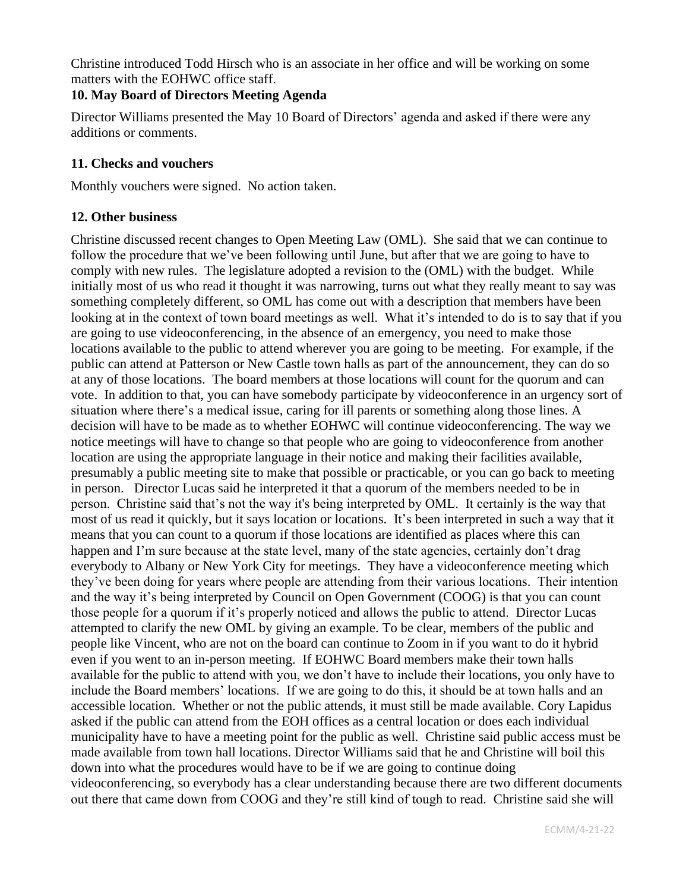Christine introduced Todd Hirsch who is an associate in her office and will be working on some matters with the EOHWC office staff.

**10. May Board of Directors Meeting Agenda**

Director Williams presented the May 10 Board of Directors' agenda and asked if there were any additions or comments.

**11. Checks and vouchers**

Monthly vouchers were signed. No action taken.

**12. Other business**

Christine discussed recent changes to Open Meeting Law (OML). She said that we can continue to follow the procedure that we've been following until June, but after that we are going to have to comply with new rules. The legislature adopted a revision to the (OML) with the budget. While initially most of us who read it thought it was narrowing, turns out what they really meant to say was something completely different, so OML has come out with a description that members have been looking at in the context of town board meetings as well. What it's intended to do is to say that if you are going to use videoconferencing, in the absence of an emergency, you need to make those locations available to the public to attend wherever you are going to be meeting. For example, if the public can attend at Patterson or New Castle town halls as part of the announcement, they can do so at any of those locations. The board members at those locations will count for the quorum and can vote. In addition to that, you can have somebody participate by videoconference in an urgency sort of situation where there's a medical issue, caring for ill parents or something along those lines. A decision will have to be made as to whether EOHWC will continue videoconferencing. The way we notice meetings will have to change so that people who are going to videoconference from another location are using the appropriate language in their notice and making their facilities available, presumably a public meeting site to make that possible or practicable, or you can go back to meeting in person. Director Lucas said he interpreted it that a quorum of the members needed to be in person. Christine said that's not the way it's being interpreted by OML. It certainly is the way that most of us read it quickly, but it says location or locations. It's been interpreted in such a way that it means that you can count to a quorum if those locations are identified as places where this can happen and I'm sure because at the state level, many of the state agencies, certainly don't drag everybody to Albany or New York City for meetings. They have a videoconference meeting which they've been doing for years where people are attending from their various locations. Their intention and the way it's being interpreted by Council on Open Government (COOG) is that you can count those people for a quorum if it's properly noticed and allows the public to attend. Director Lucas attempted to clarify the new OML by giving an example. To be clear, members of the public and people like Vincent, who are not on the board can continue to Zoom in if you want to do it hybrid even if you went to an in-person meeting. If EOHWC Board members make their town halls available for the public to attend with you, we don't have to include their locations, you only have to include the Board members' locations. If we are going to do this, it should be at town halls and an accessible location. Whether or not the public attends, it must still be made available. Cory Lapidus asked if the public can attend from the EOH offices as a central location or does each individual municipality have to have a meeting point for the public as well. Christine said public access must be made available from town hall locations. Director Williams said that he and Christine will boil this down into what the procedures would have to be if we are going to continue doing videoconferencing, so everybody has a clear understanding because there are two different documents out there that came down from COOG and they're still kind of tough to read. Christine said she will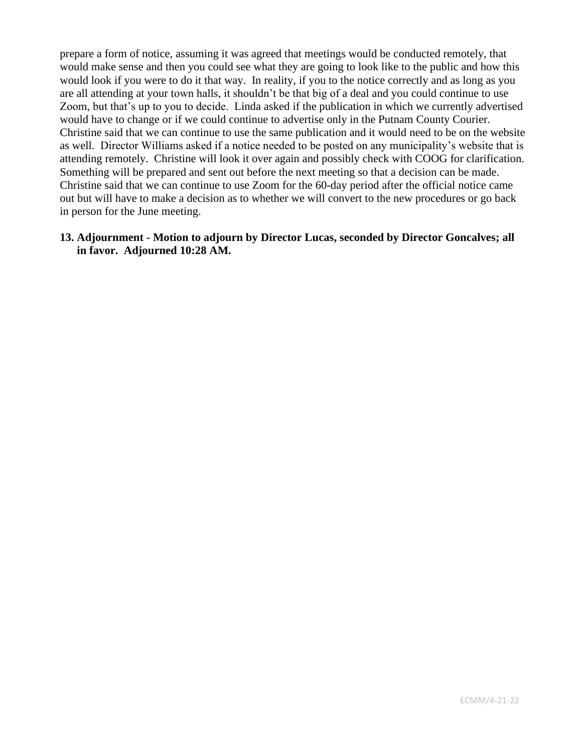prepare a form of notice, assuming it was agreed that meetings would be conducted remotely, that would make sense and then you could see what they are going to look like to the public and how this would look if you were to do it that way. In reality, if you to the notice correctly and as long as you are all attending at your town halls, it shouldn't be that big of a deal and you could continue to use Zoom, but that's up to you to decide. Linda asked if the publication in which we currently advertised would have to change or if we could continue to advertise only in the Putnam County Courier. Christine said that we can continue to use the same publication and it would need to be on the website as well. Director Williams asked if a notice needed to be posted on any municipality's website that is attending remotely. Christine will look it over again and possibly check with COOG for clarification. Something will be prepared and sent out before the next meeting so that a decision can be made. Christine said that we can continue to use Zoom for the 60-day period after the official notice came out but will have to make a decision as to whether we will convert to the new procedures or go back in person for the June meeting.

13. **Adjournment - Motion to adjourn by Director Lucas, seconded by Director Goncalves; all in favor. Adjourned 10:28 AM.**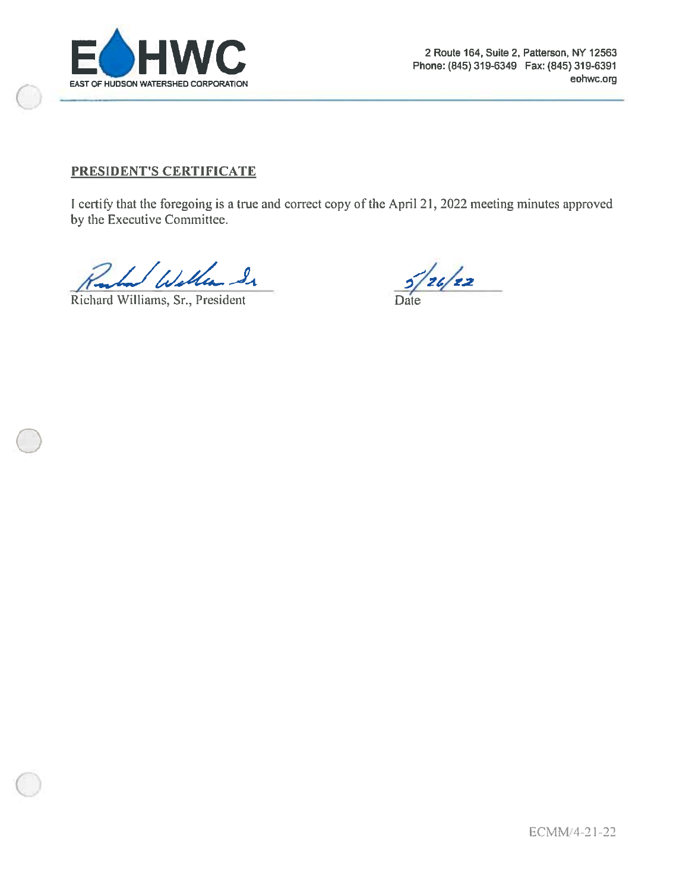EOHWC

EAST OF HUDSON WATERSHED CORPORATION

2 Route 164, Suite 2, Patterson, NY 12563
Phone: (845) 319-6349 Fax: (845) 319-6391
eohwc.org

**PRESIDENT'S CERTIFICATE**

I certify that the foregoing is a true and correct copy of the April 21, 2022 meeting minutes approved by the Executive Committee.

Richard Williams, Sr., President

5/26/22
Date

ECMM/4-21-22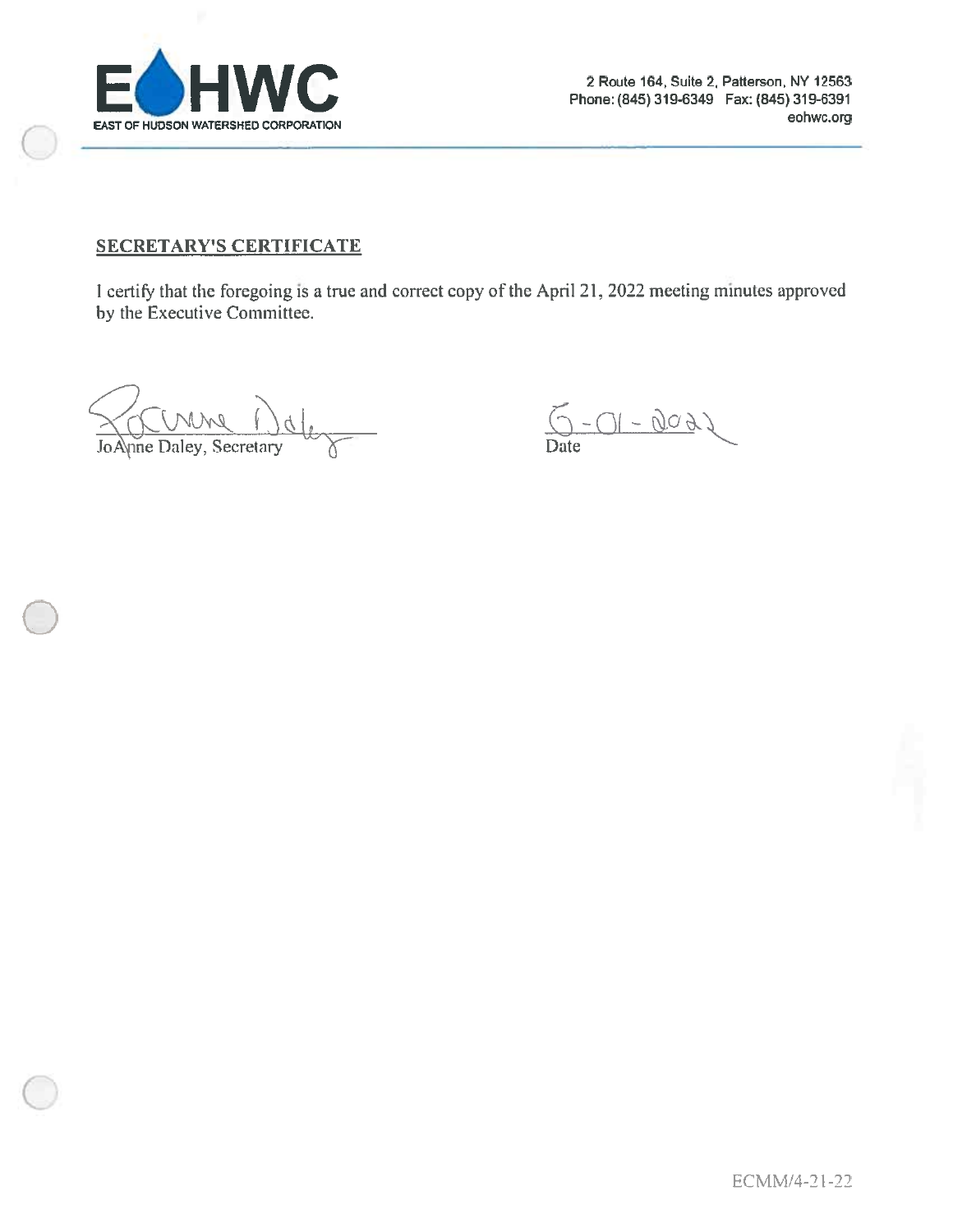EOHWC

EAST OF HUDSON WATERSHED CORPORATION

2 Route 164, Suite 2, Patterson, NY 12563
Phone: (845) 319-6349 Fax: (845) 319-6391
eohwc.org

## SECRETARY'S CERTIFICATE

I certify that the foregoing is a true and correct copy of the April 21, 2022 meeting minutes approved by the Executive Committee.

JoAnne Daley, Secretary

5-01-2022
Date

ECMM/4-21-22